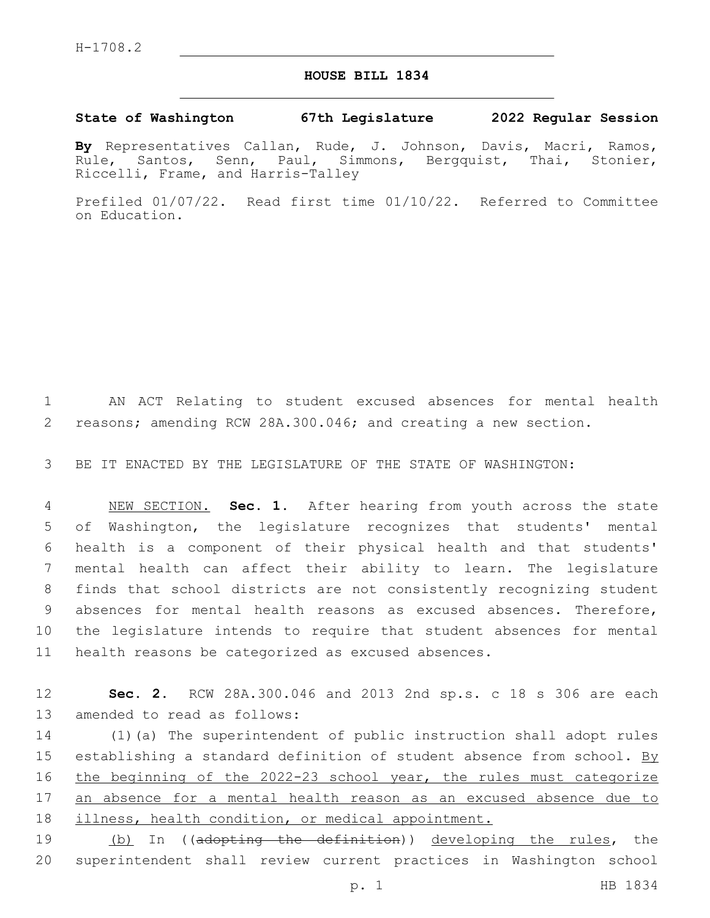H-1708.2

# HOUSE BILL 1834

**State of Washington 67th Legislature 2022 Regular Session**

**By** Representatives Callan, Rude, J. Johnson, Davis, Macri, Ramos, Rule, Santos, Senn, Paul, Simmons, Bergquist, Thai, Stonier, Riccelli, Frame, and Harris-Talley

Prefiled 01/07/22. Read first time 01/10/22. Referred to Committee on Education.

AN ACT Relating to student excused absences for mental health reasons; amending RCW 28A.300.046; and creating a new section.

BE IT ENACTED BY THE LEGISLATURE OF THE STATE OF WASHINGTON:

NEW SECTION. **Sec. 1.** After hearing from youth across the state of Washington, the legislature recognizes that students' mental health is a component of their physical health and that students' mental health can affect their ability to learn. The legislature finds that school districts are not consistently recognizing student absences for mental health reasons as excused absences. Therefore, the legislature intends to require that student absences for mental health reasons be categorized as excused absences.

**Sec. 2.** RCW 28A.300.046 and 2013 2nd sp.s. c 18 s 306 are each amended to read as follows:

(1)(a) The superintendent of public instruction shall adopt rules establishing a standard definition of student absence from school. By the beginning of the 2022-23 school year, the rules must categorize an absence for a mental health reason as an excused absence due to illness, health condition, or medical appointment.

(b) In ((~~adopting the definition~~)) developing the rules, the superintendent shall review current practices in Washington school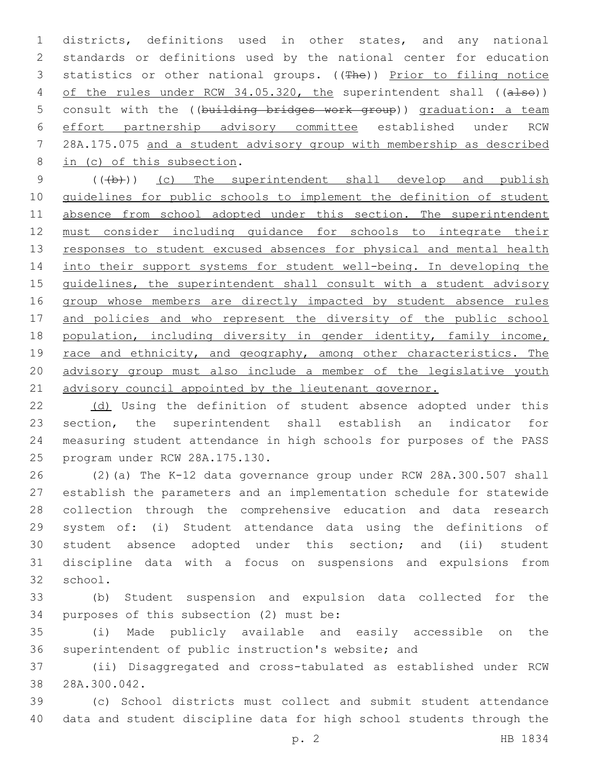districts, definitions used in other states, and any national standards or definitions used by the national center for education statistics or other national groups. ((~~The~~)) <u>Prior to filing notice of the rules under RCW 34.05.320, the</u> superintendent shall ((~~also~~)) consult with the ((~~building bridges work group~~)) <u>graduation: a team effort partnership advisory committee</u> established under RCW 28A.175.075 <u>and a student advisory group with membership as described in (c) of this subsection</u>.

((~~(b)~~)) <u>(c) The superintendent shall develop and publish guidelines for public schools to implement the definition of student absence from school adopted under this section. The superintendent must consider including guidance for schools to integrate their responses to student excused absences for physical and mental health into their support systems for student well-being. In developing the guidelines, the superintendent shall consult with a student advisory group whose members are directly impacted by student absence rules and policies and who represent the diversity of the public school population, including diversity in gender identity, family income, race and ethnicity, and geography, among other characteristics. The advisory group must also include a member of the legislative youth advisory council appointed by the lieutenant governor.</u>

<u>(d)</u> Using the definition of student absence adopted under this section, the superintendent shall establish an indicator for measuring student attendance in high schools for purposes of the PASS program under RCW 28A.175.130.

(2)(a) The K-12 data governance group under RCW 28A.300.507 shall establish the parameters and an implementation schedule for statewide collection through the comprehensive education and data research system of: (i) Student attendance data using the definitions of student absence adopted under this section; and (ii) student discipline data with a focus on suspensions and expulsions from school.

(b) Student suspension and expulsion data collected for the purposes of this subsection (2) must be:

(i) Made publicly available and easily accessible on the superintendent of public instruction's website; and

(ii) Disaggregated and cross-tabulated as established under RCW 28A.300.042.

(c) School districts must collect and submit student attendance data and student discipline data for high school students through the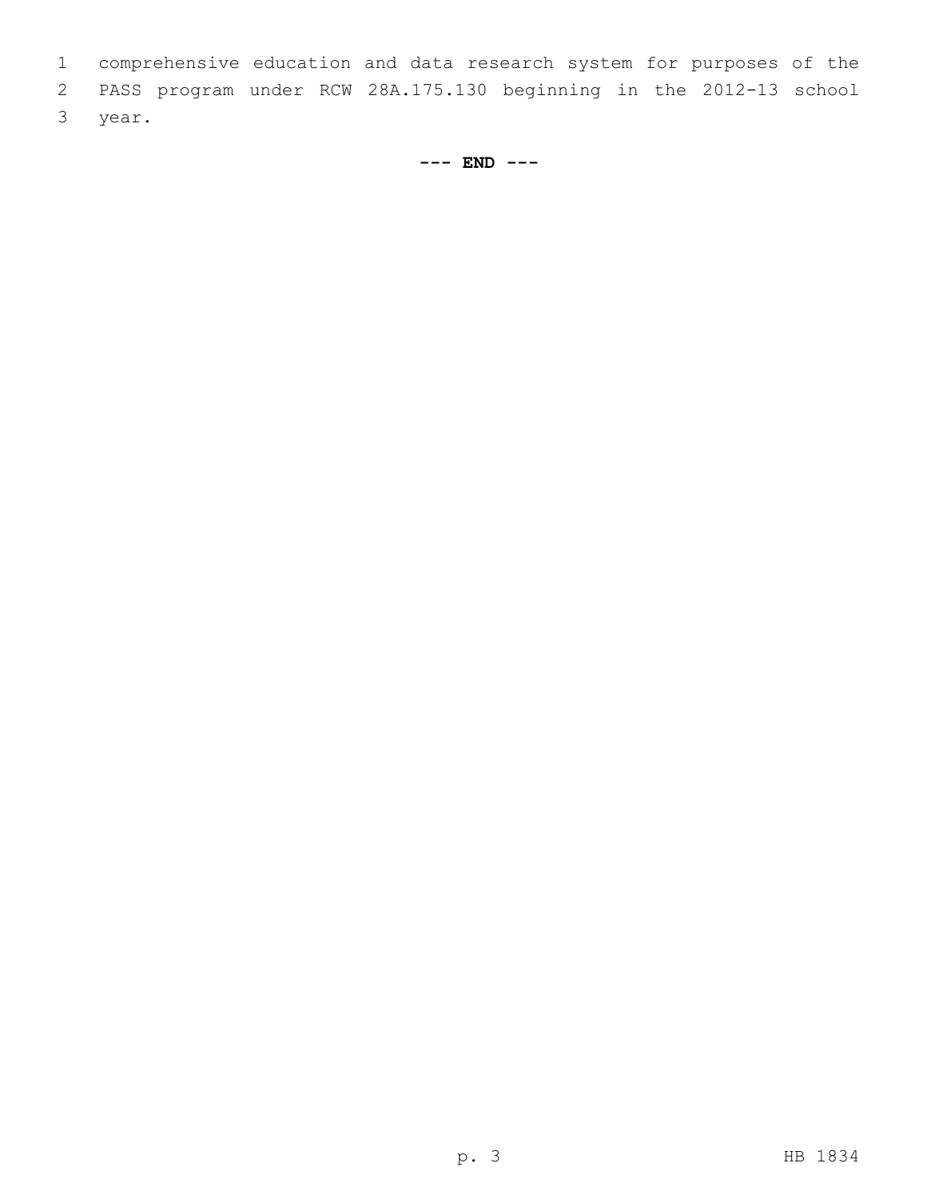comprehensive education and data research system for purposes of the PASS program under RCW 28A.175.130 beginning in the 2012-13 school year.

**--- END ---**